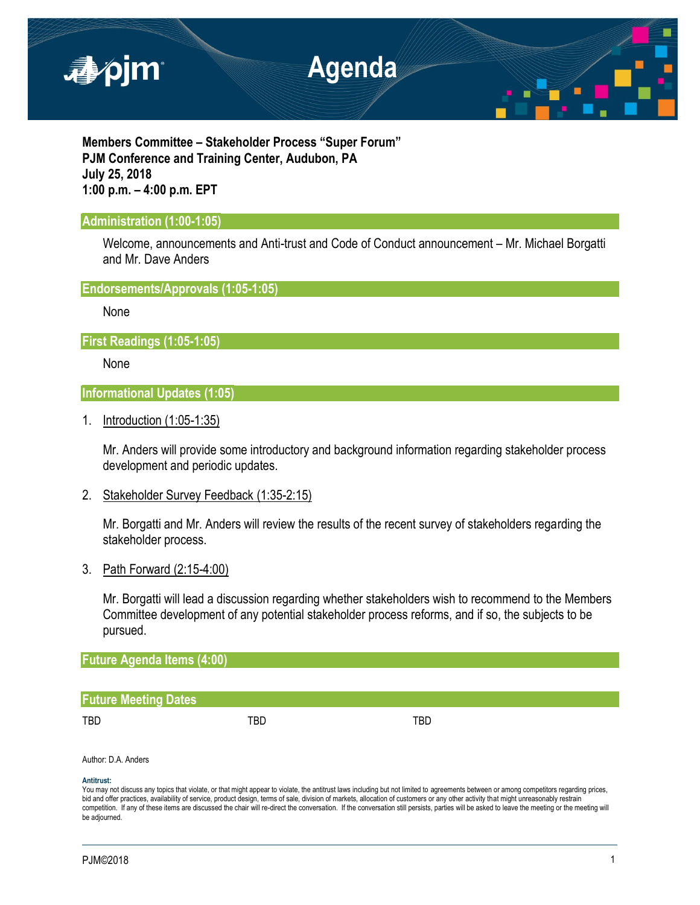# Agenda

**Members Committee – Stakeholder Process "Super Forum"**
**PJM Conference and Training Center, Audubon, PA**
**July 25, 2018**
**1:00 p.m. – 4:00 p.m. EPT**

## Administration (1:00-1:05)

Welcome, announcements and Anti-trust and Code of Conduct announcement – Mr. Michael Borgatti and Mr. Dave Anders

## Endorsements/Approvals (1:05-1:05)

None

## First Readings (1:05-1:05)

None

## Informational Updates (1:05)

1. Introduction (1:05-1:35)

   Mr. Anders will provide some introductory and background information regarding stakeholder process development and periodic updates.

2. Stakeholder Survey Feedback (1:35-2:15)

   Mr. Borgatti and Mr. Anders will review the results of the recent survey of stakeholders regarding the stakeholder process.

3. Path Forward (2:15-4:00)

   Mr. Borgatti will lead a discussion regarding whether stakeholders wish to recommend to the Members Committee development of any potential stakeholder process reforms, and if so, the subjects to be pursued.

## Future Agenda Items (4:00)

## Future Meeting Dates

| TBD | TBD | TBD |
|---|---|---|

Author: D.A. Anders

**Antitrust:**
You may not discuss any topics that violate, or that might appear to violate, the antitrust laws including but not limited to agreements between or among competitors regarding prices, bid and offer practices, availability of service, product design, terms of sale, division of markets, allocation of customers or any other activity that might unreasonably restrain competition. If any of these items are discussed the chair will re-direct the conversation. If the conversation still persists, parties will be asked to leave the meeting or the meeting will be adjourned.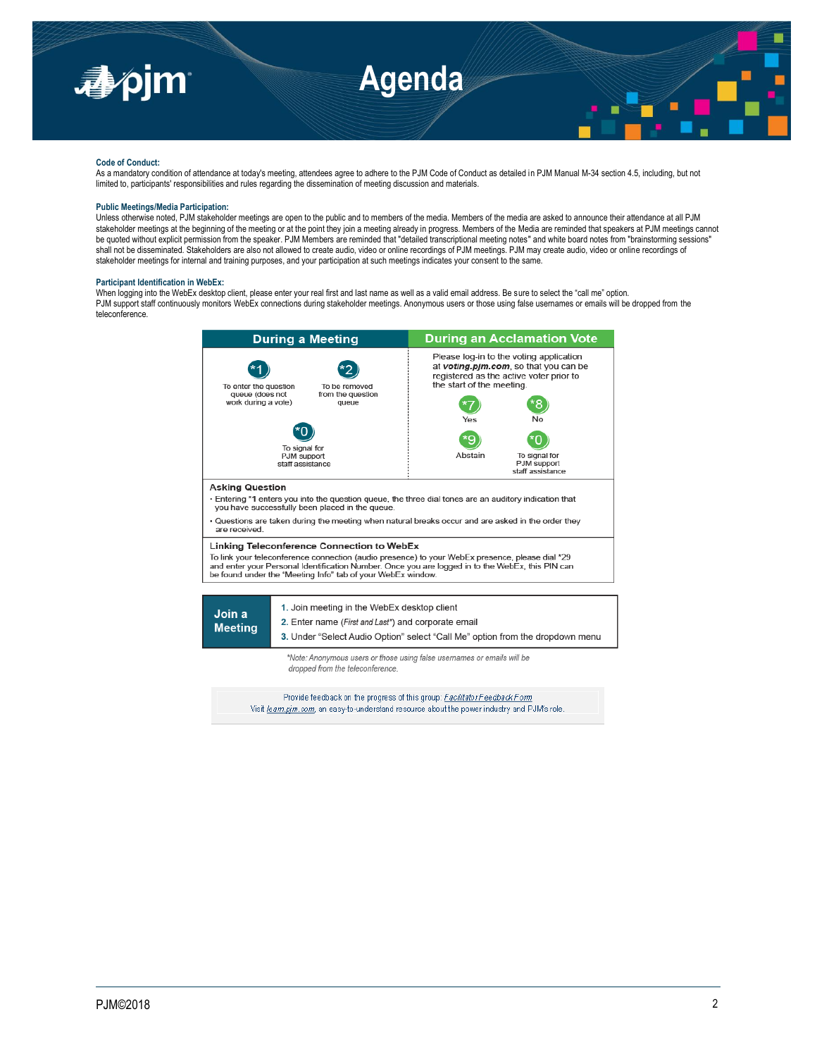# Agenda

**Code of Conduct:**
As a mandatory condition of attendance at today's meeting, attendees agree to adhere to the PJM Code of Conduct as detailed in PJM Manual M-34 section 4.5, including, but not limited to, participants' responsibilities and rules regarding the dissemination of meeting discussion and materials.

**Public Meetings/Media Participation:**
Unless otherwise noted, PJM stakeholder meetings are open to the public and to members of the media. Members of the media are asked to announce their attendance at all PJM stakeholder meetings at the beginning of the meeting or at the point they join a meeting already in progress. Members of the Media are reminded that speakers at PJM meetings cannot be quoted without explicit permission from the speaker. PJM Members are reminded that "detailed transcriptional meeting notes" and white board notes from "brainstorming sessions" shall not be disseminated. Stakeholders are also not allowed to create audio, video or online recordings of PJM meetings. PJM may create audio, video or online recordings of stakeholder meetings for internal and training purposes, and your participation at such meetings indicates your consent to the same.

**Participant Identification in WebEx:**
When logging into the WebEx desktop client, please enter your real first and last name as well as a valid email address. Be sure to select the "call me" option.
PJM support staff continuously monitors WebEx connections during stakeholder meetings. Anonymous users or those using false usernames or emails will be dropped from the teleconference.

| During a Meeting | During an Acclamation Vote |
|---|---|
| *1 – To enter the question queue (does not work during a vote)<br>*2 – To be removed from the question queue<br>*0 – To signal for PJM support staff assistance | Please log-in to the voting application at ***voting.pjm.com***, so that you can be registered as the active voter prior to the start of the meeting.<br>*7 – Yes<br>*8 – No<br>*9 – Abstain<br>*0 – To signal for PJM support staff assistance |

**Asking Question**

- Entering *1 enters you into the question queue, the three dial tones are an auditory indication that you have successfully been placed in the queue.
- Questions are taken during the meeting when natural breaks occur and are asked in the order they are received.

**Linking Teleconference Connection to WebEx**

To link your teleconference connection (audio presence) to your WebEx presence, please dial *29 and enter your Personal Identification Number. Once you are logged in to the WebEx, this PIN can be found under the "Meeting Info" tab of your WebEx window.

**Join a Meeting**

1. Join meeting in the WebEx desktop client
2. Enter name (*First and Last*\*) and corporate email
3. Under "Select Audio Option" select "Call Me" option from the dropdown menu

*\*Note: Anonymous users or those using false usernames or emails will be dropped from the teleconference.*

Provide feedback on the progress of this group: *Facilitator Feedback Form*
Visit *learn.pjm.com*, an easy-to-understand resource about the power industry and PJM's role.

PJM©2018